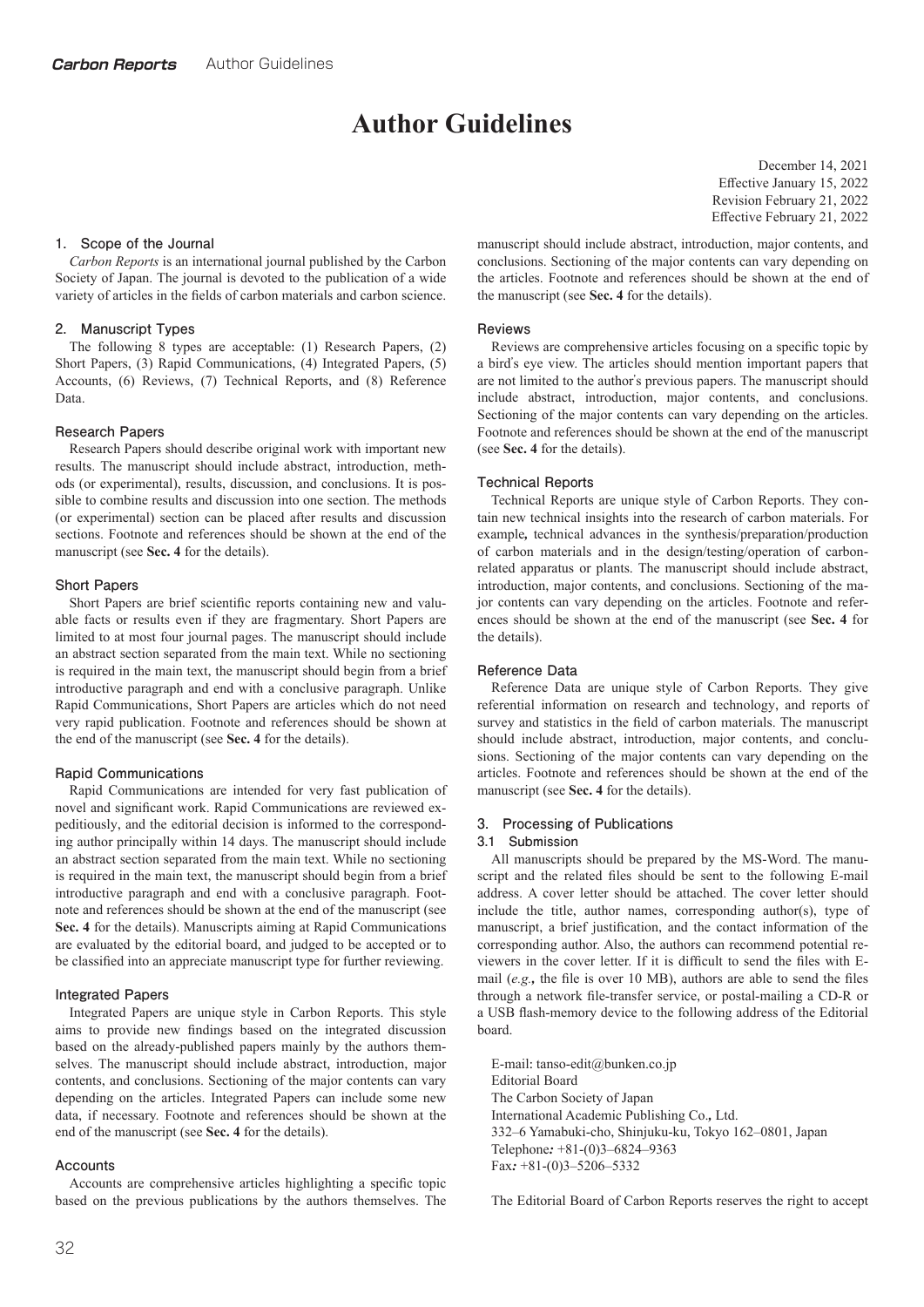# Author Guidelines

December 14, 2021
Effective January 15, 2022
Revision February 21, 2022
Effective February 21, 2022

## 1. Scope of the Journal

*Carbon Reports* is an international journal published by the Carbon Society of Japan. The journal is devoted to the publication of a wide variety of articles in the fields of carbon materials and carbon science.

## 2. Manuscript Types

The following 8 types are acceptable: (1) Research Papers, (2) Short Papers, (3) Rapid Communications, (4) Integrated Papers, (5) Accounts, (6) Reviews, (7) Technical Reports, and (8) Reference Data.

### Research Papers

Research Papers should describe original work with important new results. The manuscript should include abstract, introduction, methods (or experimental), results, discussion, and conclusions. It is possible to combine results and discussion into one section. The methods (or experimental) section can be placed after results and discussion sections. Footnote and references should be shown at the end of the manuscript (see **Sec. 4** for the details).

### Short Papers

Short Papers are brief scientific reports containing new and valuable facts or results even if they are fragmentary. Short Papers are limited to at most four journal pages. The manuscript should include an abstract section separated from the main text. While no sectioning is required in the main text, the manuscript should begin from a brief introductive paragraph and end with a conclusive paragraph. Unlike Rapid Communications, Short Papers are articles which do not need very rapid publication. Footnote and references should be shown at the end of the manuscript (see **Sec. 4** for the details).

### Rapid Communications

Rapid Communications are intended for very fast publication of novel and significant work. Rapid Communications are reviewed expeditiously, and the editorial decision is informed to the corresponding author principally within 14 days. The manuscript should include an abstract section separated from the main text. While no sectioning is required in the main text, the manuscript should begin from a brief introductive paragraph and end with a conclusive paragraph. Footnote and references should be shown at the end of the manuscript (see **Sec. 4** for the details). Manuscripts aiming at Rapid Communications are evaluated by the editorial board, and judged to be accepted or to be classified into an appreciate manuscript type for further reviewing.

### Integrated Papers

Integrated Papers are unique style in Carbon Reports. This style aims to provide new findings based on the integrated discussion based on the already-published papers mainly by the authors themselves. The manuscript should include abstract, introduction, major contents, and conclusions. Sectioning of the major contents can vary depending on the articles. Integrated Papers can include some new data, if necessary. Footnote and references should be shown at the end of the manuscript (see **Sec. 4** for the details).

### Accounts

Accounts are comprehensive articles highlighting a specific topic based on the previous publications by the authors themselves. The manuscript should include abstract, introduction, major contents, and conclusions. Sectioning of the major contents can vary depending on the articles. Footnote and references should be shown at the end of the manuscript (see **Sec. 4** for the details).

### Reviews

Reviews are comprehensive articles focusing on a specific topic by a bird's eye view. The articles should mention important papers that are not limited to the author's previous papers. The manuscript should include abstract, introduction, major contents, and conclusions. Sectioning of the major contents can vary depending on the articles. Footnote and references should be shown at the end of the manuscript (see **Sec. 4** for the details).

### Technical Reports

Technical Reports are unique style of Carbon Reports. They contain new technical insights into the research of carbon materials. For example, technical advances in the synthesis/preparation/production of carbon materials and in the design/testing/operation of carbon-related apparatus or plants. The manuscript should include abstract, introduction, major contents, and conclusions. Sectioning of the major contents can vary depending on the articles. Footnote and references should be shown at the end of the manuscript (see **Sec. 4** for the details).

### Reference Data

Reference Data are unique style of Carbon Reports. They give referential information on research and technology, and reports of survey and statistics in the field of carbon materials. The manuscript should include abstract, introduction, major contents, and conclusions. Sectioning of the major contents can vary depending on the articles. Footnote and references should be shown at the end of the manuscript (see **Sec. 4** for the details).

## 3. Processing of Publications

### 3.1 Submission

All manuscripts should be prepared by the MS-Word. The manuscript and the related files should be sent to the following E-mail address. A cover letter should be attached. The cover letter should include the title, author names, corresponding author(s), type of manuscript, a brief justification, and the contact information of the corresponding author. Also, the authors can recommend potential reviewers in the cover letter. If it is difficult to send the files with E-mail (*e.g.*, the file is over 10 MB), authors are able to send the files through a network file-transfer service, or postal-mailing a CD-R or a USB flash-memory device to the following address of the Editorial board.

E-mail: tanso-edit@bunken.co.jp
Editorial Board
The Carbon Society of Japan
International Academic Publishing Co., Ltd.
332–6 Yamabuki-cho, Shinjuku-ku, Tokyo 162–0801, Japan
Telephone: +81-(0)3–6824–9363
Fax: +81-(0)3–5206–5332

The Editorial Board of Carbon Reports reserves the right to accept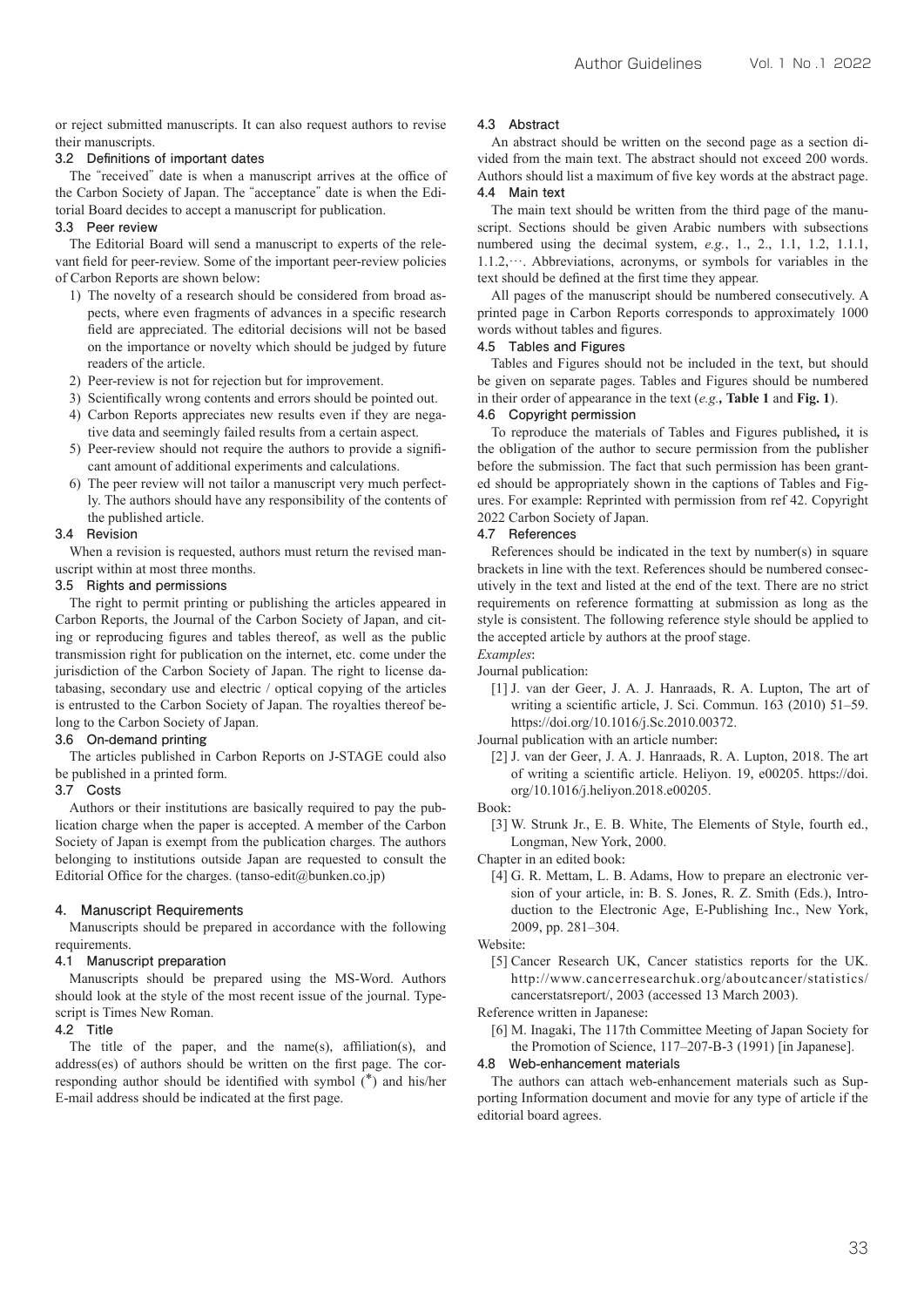or reject submitted manuscripts. It can also request authors to revise their manuscripts.

### 3.2 Definitions of important dates

The "received" date is when a manuscript arrives at the office of the Carbon Society of Japan. The "acceptance" date is when the Editorial Board decides to accept a manuscript for publication.

### 3.3 Peer review

The Editorial Board will send a manuscript to experts of the relevant field for peer-review. Some of the important peer-review policies of Carbon Reports are shown below:

1) The novelty of a research should be considered from broad aspects, where even fragments of advances in a specific research field are appreciated. The editorial decisions will not be based on the importance or novelty which should be judged by future readers of the article.
2) Peer-review is not for rejection but for improvement.
3) Scientifically wrong contents and errors should be pointed out.
4) Carbon Reports appreciates new results even if they are negative data and seemingly failed results from a certain aspect.
5) Peer-review should not require the authors to provide a significant amount of additional experiments and calculations.
6) The peer review will not tailor a manuscript very much perfectly. The authors should have any responsibility of the contents of the published article.

### 3.4 Revision

When a revision is requested, authors must return the revised manuscript within at most three months.

### 3.5 Rights and permissions

The right to permit printing or publishing the articles appeared in Carbon Reports, the Journal of the Carbon Society of Japan, and citing or reproducing figures and tables thereof, as well as the public transmission right for publication on the internet, etc. come under the jurisdiction of the Carbon Society of Japan. The right to license databasing, secondary use and electric / optical copying of the articles is entrusted to the Carbon Society of Japan. The royalties thereof belong to the Carbon Society of Japan.

### 3.6 On-demand printing

The articles published in Carbon Reports on J-STAGE could also be published in a printed form.

### 3.7 Costs

Authors or their institutions are basically required to pay the publication charge when the paper is accepted. A member of the Carbon Society of Japan is exempt from the publication charges. The authors belonging to institutions outside Japan are requested to consult the Editorial Office for the charges. (tanso-edit@bunken.co.jp)

## 4. Manuscript Requirements

Manuscripts should be prepared in accordance with the following requirements.

### 4.1 Manuscript preparation

Manuscripts should be prepared using the MS-Word. Authors should look at the style of the most recent issue of the journal. Typescript is Times New Roman.

### 4.2 Title

The title of the paper, and the name(s), affiliation(s), and address(es) of authors should be written on the first page. The corresponding author should be identified with symbol (*) and his/her E-mail address should be indicated at the first page.

### 4.3 Abstract

An abstract should be written on the second page as a section divided from the main text. The abstract should not exceed 200 words. Authors should list a maximum of five key words at the abstract page.

### 4.4 Main text

The main text should be written from the third page of the manuscript. Sections should be given Arabic numbers with subsections numbered using the decimal system, *e.g.*, 1., 2., 1.1, 1.2, 1.1.1, 1.1.2,···. Abbreviations, acronyms, or symbols for variables in the text should be defined at the first time they appear.

All pages of the manuscript should be numbered consecutively. A printed page in Carbon Reports corresponds to approximately 1000 words without tables and figures.

### 4.5 Tables and Figures

Tables and Figures should not be included in the text, but should be given on separate pages. Tables and Figures should be numbered in their order of appearance in the text (*e.g.*, **Table 1** and **Fig. 1**).

### 4.6 Copyright permission

To reproduce the materials of Tables and Figures published, it is the obligation of the author to secure permission from the publisher before the submission. The fact that such permission has been granted should be appropriately shown in the captions of Tables and Figures. For example: Reprinted with permission from ref 42. Copyright 2022 Carbon Society of Japan.

### 4.7 References

References should be indicated in the text by number(s) in square brackets in line with the text. References should be numbered consecutively in the text and listed at the end of the text. There are no strict requirements on reference formatting at submission as long as the style is consistent. The following reference style should be applied to the accepted article by authors at the proof stage.

*Examples*:

Journal publication:

[1] J. van der Geer, J. A. J. Hanraads, R. A. Lupton, The art of writing a scientific article, J. Sci. Commun. 163 (2010) 51–59. https://doi.org/10.1016/j.Sc.2010.00372.

Journal publication with an article number:

[2] J. van der Geer, J. A. J. Hanraads, R. A. Lupton, 2018. The art of writing a scientific article. Heliyon. 19, e00205. https://doi.org/10.1016/j.heliyon.2018.e00205.

Book:

[3] W. Strunk Jr., E. B. White, The Elements of Style, fourth ed., Longman, New York, 2000.

Chapter in an edited book:

[4] G. R. Mettam, L. B. Adams, How to prepare an electronic version of your article, in: B. S. Jones, R. Z. Smith (Eds.), Introduction to the Electronic Age, E-Publishing Inc., New York, 2009, pp. 281–304.

Website:

[5] Cancer Research UK, Cancer statistics reports for the UK. http://www.cancerresearchuk.org/aboutcancer/statistics/cancerstatsreport/, 2003 (accessed 13 March 2003).

Reference written in Japanese:

[6] M. Inagaki, The 117th Committee Meeting of Japan Society for the Promotion of Science, 117–207-B-3 (1991) [in Japanese].

### 4.8 Web-enhancement materials

The authors can attach web-enhancement materials such as Supporting Information document and movie for any type of article if the editorial board agrees.